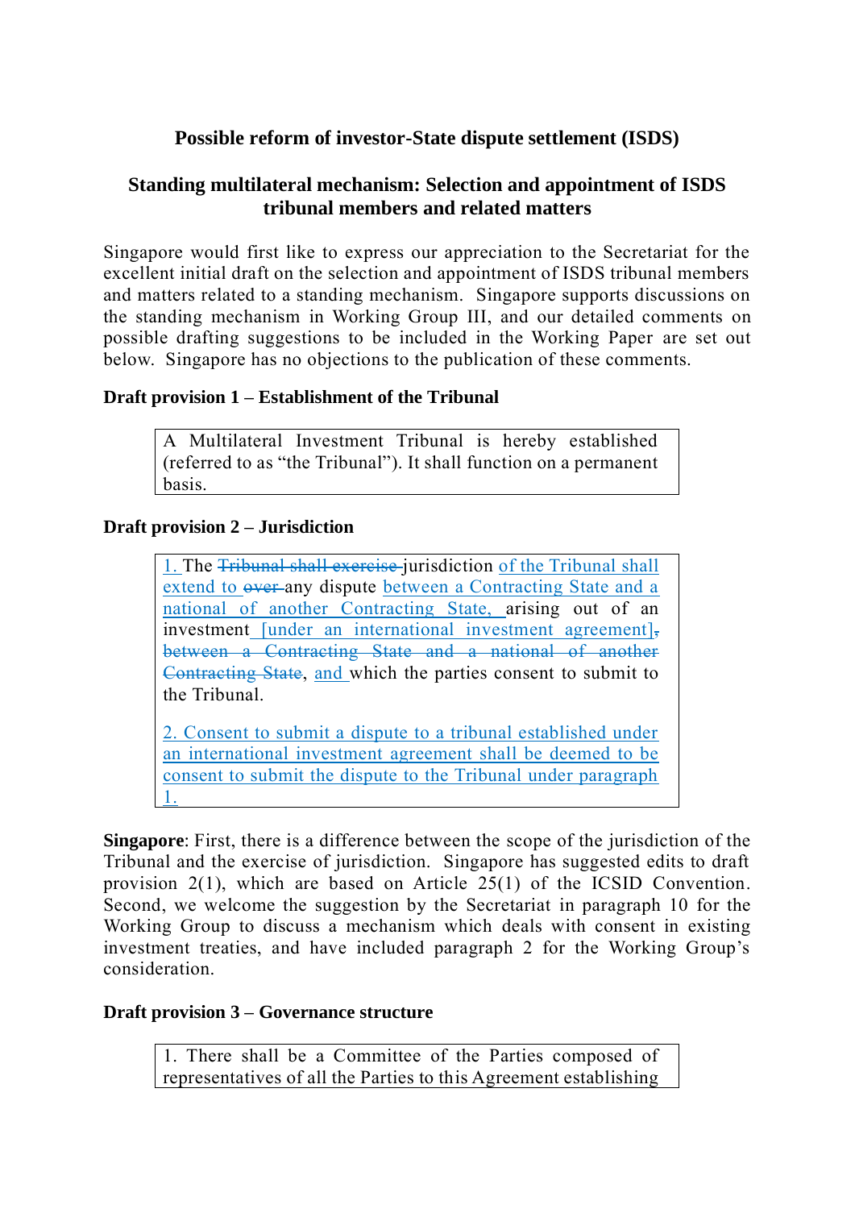## Possible reform of investor-State dispute settlement (ISDS)

## Standing multilateral mechanism: Selection and appointment of ISDS tribunal members and related matters

Singapore would first like to express our appreciation to the Secretariat for the excellent initial draft on the selection and appointment of ISDS tribunal members and matters related to a standing mechanism. Singapore supports discussions on the standing mechanism in Working Group III, and our detailed comments on possible drafting suggestions to be included in the Working Paper are set out below. Singapore has no objections to the publication of these comments.

**Draft provision 1 – Establishment of the Tribunal**

> A Multilateral Investment Tribunal is hereby established (referred to as "the Tribunal"). It shall function on a permanent basis.

**Draft provision 2 – Jurisdiction**

> <u>1. </u>The ~~Tribunal shall exercise~~ jurisdiction <u>of the Tribunal shall extend to</u> ~~over~~ any dispute <u>between a Contracting State and a national of another Contracting State,</u> arising out of an investment<u> [under an international investment agreement]</u>~~, between a Contracting State and a national of another Contracting State~~, <u>and</u> which the parties consent to submit to the Tribunal.
>
> <u>2. Consent to submit a dispute to a tribunal established under an international investment agreement shall be deemed to be consent to submit the dispute to the Tribunal under paragraph 1.</u>

**Singapore**: First, there is a difference between the scope of the jurisdiction of the Tribunal and the exercise of jurisdiction. Singapore has suggested edits to draft provision 2(1), which are based on Article 25(1) of the ICSID Convention. Second, we welcome the suggestion by the Secretariat in paragraph 10 for the Working Group to discuss a mechanism which deals with consent in existing investment treaties, and have included paragraph 2 for the Working Group's consideration.

**Draft provision 3 – Governance structure**

> 1. There shall be a Committee of the Parties composed of representatives of all the Parties to this Agreement establishing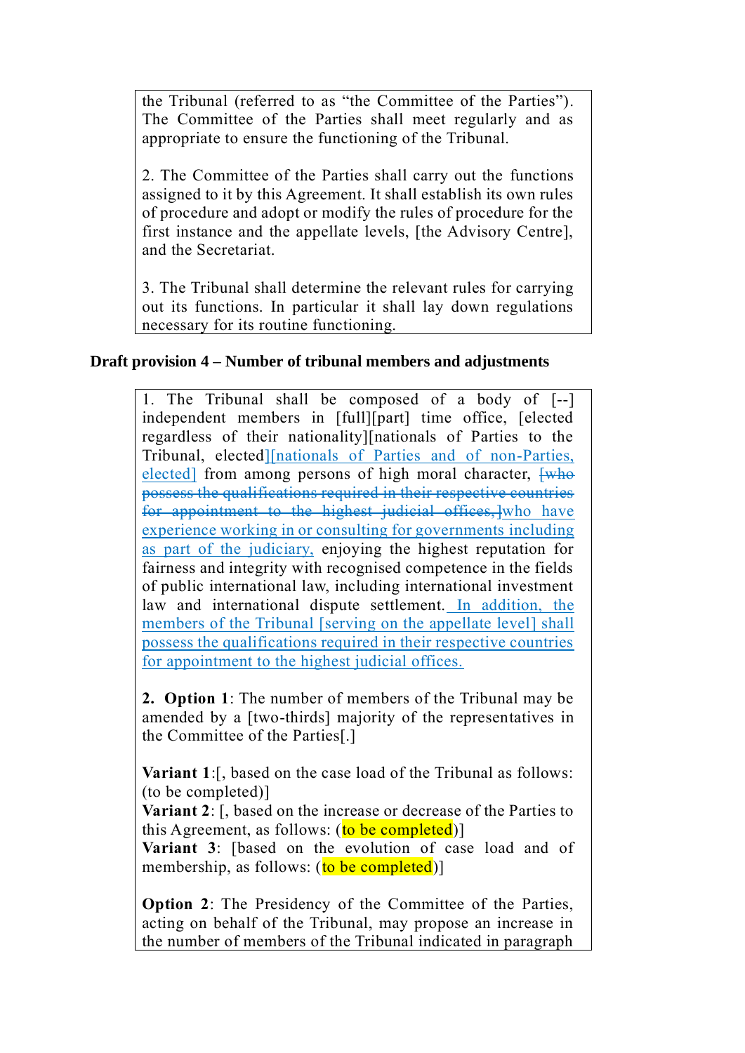the Tribunal (referred to as "the Committee of the Parties"). The Committee of the Parties shall meet regularly and as appropriate to ensure the functioning of the Tribunal.

2. The Committee of the Parties shall carry out the functions assigned to it by this Agreement. It shall establish its own rules of procedure and adopt or modify the rules of procedure for the first instance and the appellate levels, [the Advisory Centre], and the Secretariat.

3. The Tribunal shall determine the relevant rules for carrying out its functions. In particular it shall lay down regulations necessary for its routine functioning.

**Draft provision 4 – Number of tribunal members and adjustments**

1. The Tribunal shall be composed of a body of [--] independent members in [full][part] time office, [elected regardless of their nationality][nationals of Parties to the Tribunal, elected][nationals of Parties and of non-Parties, elected] from among persons of high moral character, ~~[who possess the qualifications required in their respective countries for appointment to the highest judicial offices,]~~who have experience working in or consulting for governments including as part of the judiciary, enjoying the highest reputation for fairness and integrity with recognised competence in the fields of public international law, including international investment law and international dispute settlement. In addition, the members of the Tribunal [serving on the appellate level] shall possess the qualifications required in their respective countries for appointment to the highest judicial offices.

**2. Option 1**: The number of members of the Tribunal may be amended by a [two-thirds] majority of the representatives in the Committee of the Parties[.]

**Variant 1**:[, based on the case load of the Tribunal as follows: (to be completed)]
**Variant 2**: [, based on the increase or decrease of the Parties to this Agreement, as follows: (to be completed)]
**Variant 3**: [based on the evolution of case load and of membership, as follows: (to be completed)]

**Option 2**: The Presidency of the Committee of the Parties, acting on behalf of the Tribunal, may propose an increase in the number of members of the Tribunal indicated in paragraph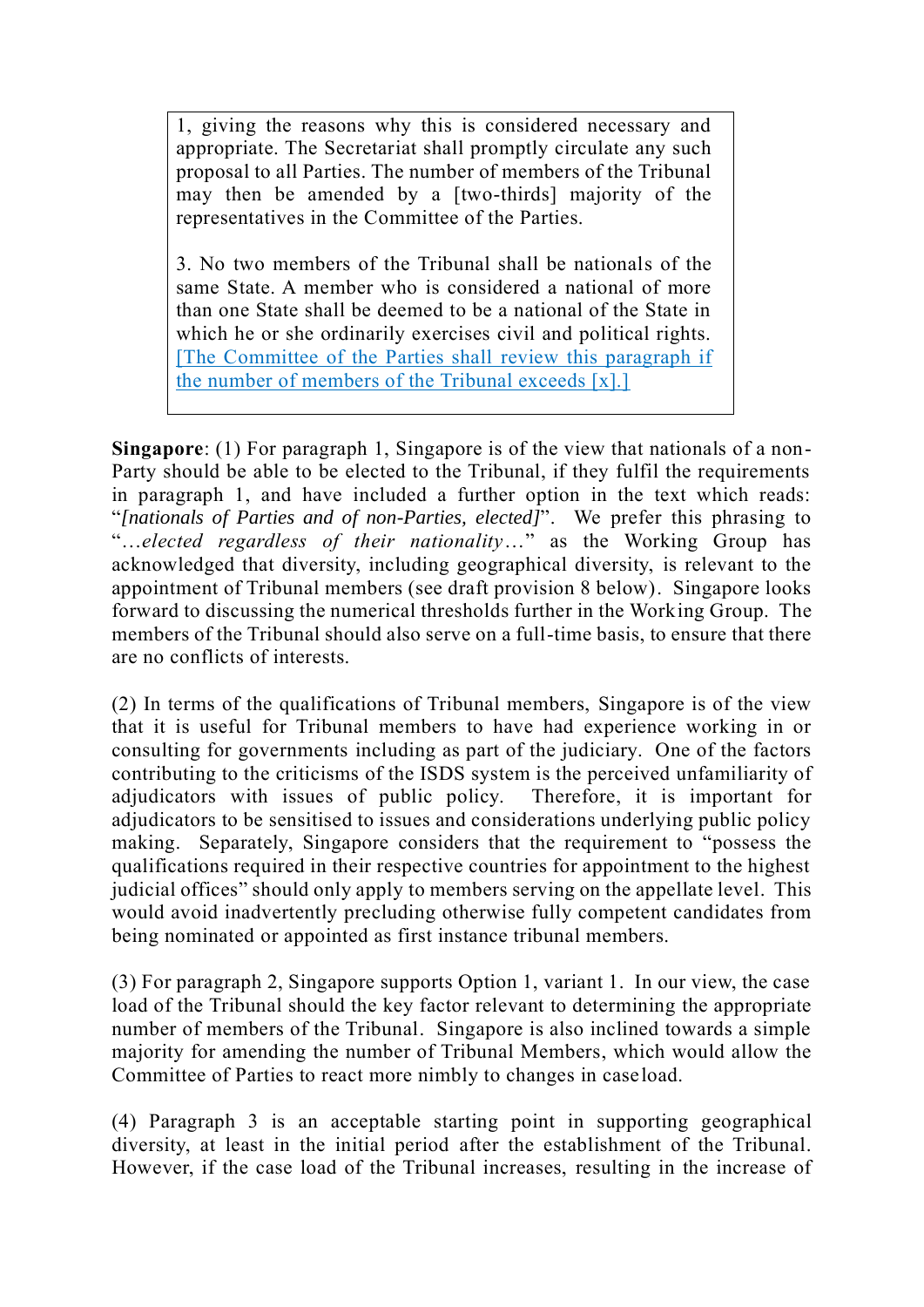> 1, giving the reasons why this is considered necessary and appropriate. The Secretariat shall promptly circulate any such proposal to all Parties. The number of members of the Tribunal may then be amended by a [two-thirds] majority of the representatives in the Committee of the Parties.
>
> 3. No two members of the Tribunal shall be nationals of the same State. A member who is considered a national of more than one State shall be deemed to be a national of the State in which he or she ordinarily exercises civil and political rights. [The Committee of the Parties shall review this paragraph if the number of members of the Tribunal exceeds [x].]

**Singapore**: (1) For paragraph 1, Singapore is of the view that nationals of a non-Party should be able to be elected to the Tribunal, if they fulfil the requirements in paragraph 1, and have included a further option in the text which reads: "*[nationals of Parties and of non-Parties, elected]*". We prefer this phrasing to "…*elected regardless of their nationality*…" as the Working Group has acknowledged that diversity, including geographical diversity, is relevant to the appointment of Tribunal members (see draft provision 8 below). Singapore looks forward to discussing the numerical thresholds further in the Working Group. The members of the Tribunal should also serve on a full-time basis, to ensure that there are no conflicts of interests.

(2) In terms of the qualifications of Tribunal members, Singapore is of the view that it is useful for Tribunal members to have had experience working in or consulting for governments including as part of the judiciary. One of the factors contributing to the criticisms of the ISDS system is the perceived unfamiliarity of adjudicators with issues of public policy. Therefore, it is important for adjudicators to be sensitised to issues and considerations underlying public policy making. Separately, Singapore considers that the requirement to "possess the qualifications required in their respective countries for appointment to the highest judicial offices" should only apply to members serving on the appellate level. This would avoid inadvertently precluding otherwise fully competent candidates from being nominated or appointed as first instance tribunal members.

(3) For paragraph 2, Singapore supports Option 1, variant 1. In our view, the case load of the Tribunal should the key factor relevant to determining the appropriate number of members of the Tribunal. Singapore is also inclined towards a simple majority for amending the number of Tribunal Members, which would allow the Committee of Parties to react more nimbly to changes in caseload.

(4) Paragraph 3 is an acceptable starting point in supporting geographical diversity, at least in the initial period after the establishment of the Tribunal. However, if the case load of the Tribunal increases, resulting in the increase of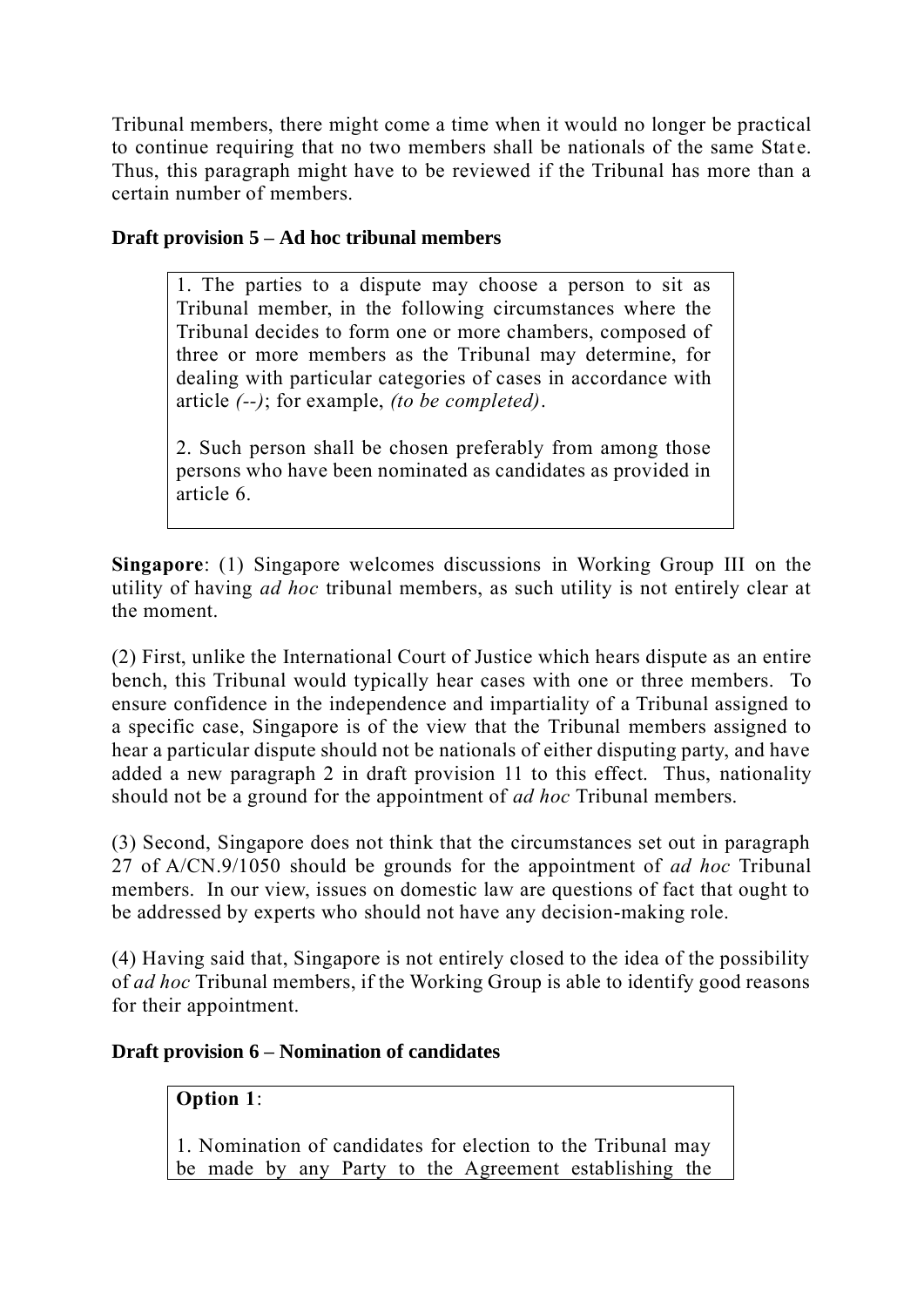Tribunal members, there might come a time when it would no longer be practical to continue requiring that no two members shall be nationals of the same State. Thus, this paragraph might have to be reviewed if the Tribunal has more than a certain number of members.

**Draft provision 5 – Ad hoc tribunal members**

> 1. The parties to a dispute may choose a person to sit as Tribunal member, in the following circumstances where the Tribunal decides to form one or more chambers, composed of three or more members as the Tribunal may determine, for dealing with particular categories of cases in accordance with article *(--)*; for example, *(to be completed)*.
>
> 2. Such person shall be chosen preferably from among those persons who have been nominated as candidates as provided in article 6.

**Singapore**: (1) Singapore welcomes discussions in Working Group III on the utility of having *ad hoc* tribunal members, as such utility is not entirely clear at the moment.

(2) First, unlike the International Court of Justice which hears dispute as an entire bench, this Tribunal would typically hear cases with one or three members. To ensure confidence in the independence and impartiality of a Tribunal assigned to a specific case, Singapore is of the view that the Tribunal members assigned to hear a particular dispute should not be nationals of either disputing party, and have added a new paragraph 2 in draft provision 11 to this effect. Thus, nationality should not be a ground for the appointment of *ad hoc* Tribunal members.

(3) Second, Singapore does not think that the circumstances set out in paragraph 27 of A/CN.9/1050 should be grounds for the appointment of *ad hoc* Tribunal members. In our view, issues on domestic law are questions of fact that ought to be addressed by experts who should not have any decision-making role.

(4) Having said that, Singapore is not entirely closed to the idea of the possibility of *ad hoc* Tribunal members, if the Working Group is able to identify good reasons for their appointment.

**Draft provision 6 – Nomination of candidates**

> **Option 1**:
>
> 1. Nomination of candidates for election to the Tribunal may be made by any Party to the Agreement establishing the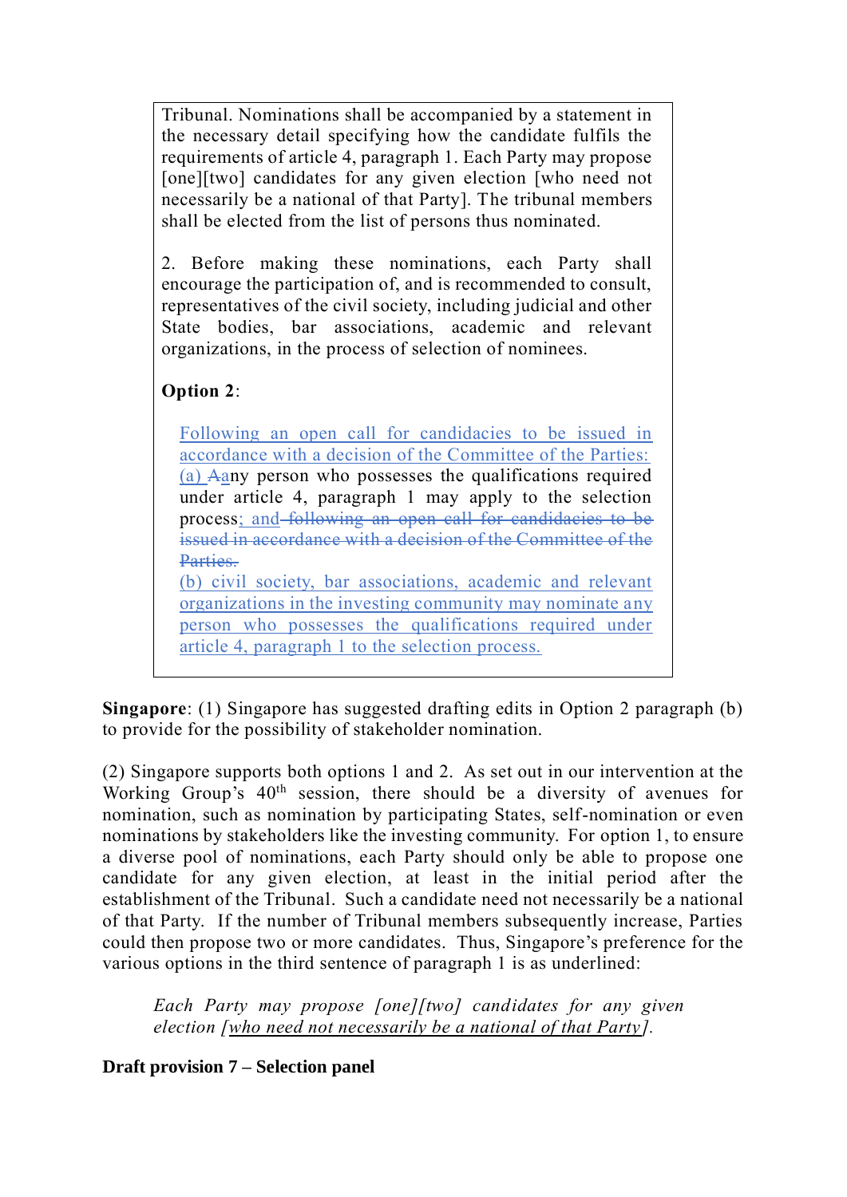Tribunal. Nominations shall be accompanied by a statement in the necessary detail specifying how the candidate fulfils the requirements of article 4, paragraph 1. Each Party may propose [one][two] candidates for any given election [who need not necessarily be a national of that Party]. The tribunal members shall be elected from the list of persons thus nominated.

2. Before making these nominations, each Party shall encourage the participation of, and is recommended to consult, representatives of the civil society, including judicial and other State bodies, bar associations, academic and relevant organizations, in the process of selection of nominees.

**Option 2**:

Following an open call for candidacies to be issued in accordance with a decision of the Committee of the Parties: (a) ~~A~~any person who possesses the qualifications required under article 4, paragraph 1 may apply to the selection process; and ~~following an open call for candidacies to be issued in accordance with a decision of the Committee of the Parties.~~

(b) civil society, bar associations, academic and relevant organizations in the investing community may nominate any person who possesses the qualifications required under article 4, paragraph 1 to the selection process.

**Singapore**: (1) Singapore has suggested drafting edits in Option 2 paragraph (b) to provide for the possibility of stakeholder nomination.

(2) Singapore supports both options 1 and 2. As set out in our intervention at the Working Group's 40th session, there should be a diversity of avenues for nomination, such as nomination by participating States, self-nomination or even nominations by stakeholders like the investing community. For option 1, to ensure a diverse pool of nominations, each Party should only be able to propose one candidate for any given election, at least in the initial period after the establishment of the Tribunal. Such a candidate need not necessarily be a national of that Party. If the number of Tribunal members subsequently increase, Parties could then propose two or more candidates. Thus, Singapore's preference for the various options in the third sentence of paragraph 1 is as underlined:

> *Each Party may propose [one][two] candidates for any given election [who need not necessarily be a national of that Party].*

**Draft provision 7 – Selection panel**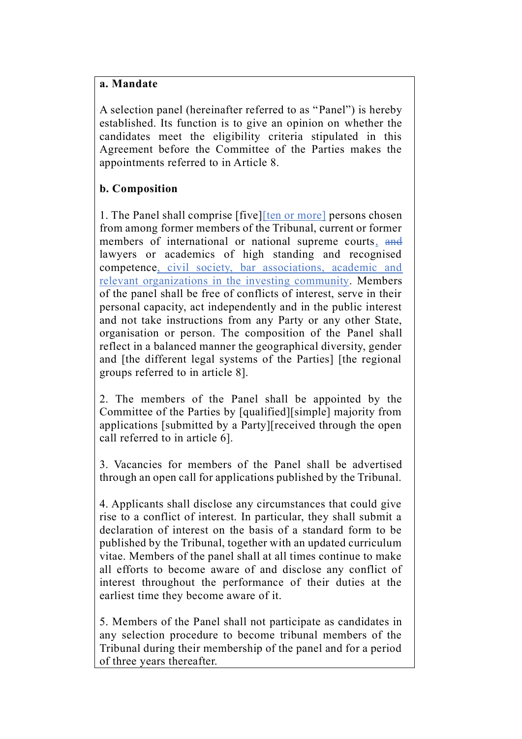**a. Mandate**

A selection panel (hereinafter referred to as "Panel") is hereby established. Its function is to give an opinion on whether the candidates meet the eligibility criteria stipulated in this Agreement before the Committee of the Parties makes the appointments referred to in Article 8.

**b. Composition**

1. The Panel shall comprise [five][ten or more] persons chosen from among former members of the Tribunal, current or former members of international or national supreme courts, ~~and~~ lawyers or academics of high standing and recognised competence, civil society, bar associations, academic and relevant organizations in the investing community. Members of the panel shall be free of conflicts of interest, serve in their personal capacity, act independently and in the public interest and not take instructions from any Party or any other State, organisation or person. The composition of the Panel shall reflect in a balanced manner the geographical diversity, gender and [the different legal systems of the Parties] [the regional groups referred to in article 8].

2. The members of the Panel shall be appointed by the Committee of the Parties by [qualified][simple] majority from applications [submitted by a Party][received through the open call referred to in article 6].

3. Vacancies for members of the Panel shall be advertised through an open call for applications published by the Tribunal.

4. Applicants shall disclose any circumstances that could give rise to a conflict of interest. In particular, they shall submit a declaration of interest on the basis of a standard form to be published by the Tribunal, together with an updated curriculum vitae. Members of the panel shall at all times continue to make all efforts to become aware of and disclose any conflict of interest throughout the performance of their duties at the earliest time they become aware of it.

5. Members of the Panel shall not participate as candidates in any selection procedure to become tribunal members of the Tribunal during their membership of the panel and for a period of three years thereafter.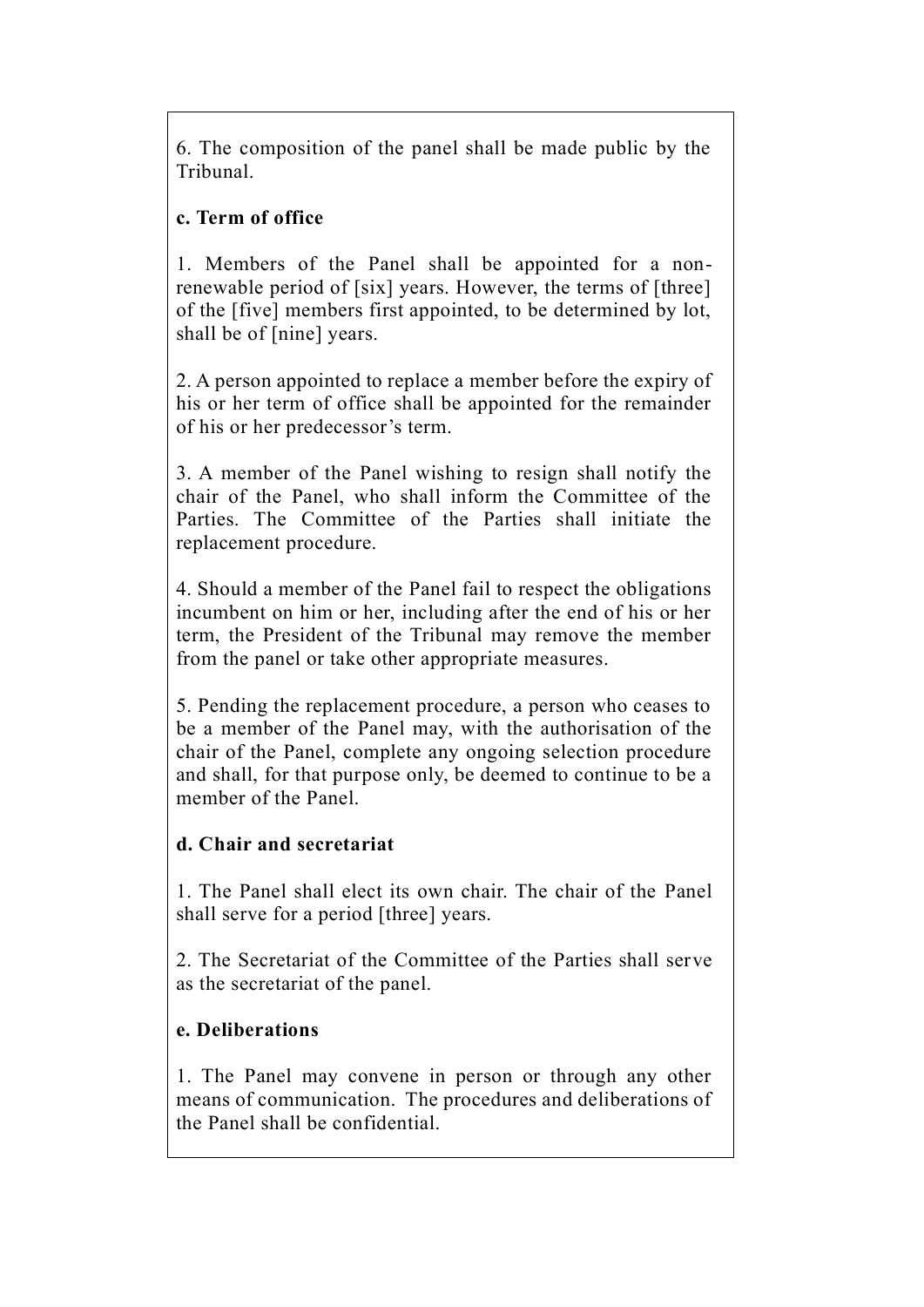6. The composition of the panel shall be made public by the Tribunal.

**c. Term of office**

1. Members of the Panel shall be appointed for a non-renewable period of [six] years. However, the terms of [three] of the [five] members first appointed, to be determined by lot, shall be of [nine] years.

2. A person appointed to replace a member before the expiry of his or her term of office shall be appointed for the remainder of his or her predecessor's term.

3. A member of the Panel wishing to resign shall notify the chair of the Panel, who shall inform the Committee of the Parties. The Committee of the Parties shall initiate the replacement procedure.

4. Should a member of the Panel fail to respect the obligations incumbent on him or her, including after the end of his or her term, the President of the Tribunal may remove the member from the panel or take other appropriate measures.

5. Pending the replacement procedure, a person who ceases to be a member of the Panel may, with the authorisation of the chair of the Panel, complete any ongoing selection procedure and shall, for that purpose only, be deemed to continue to be a member of the Panel.

**d. Chair and secretariat**

1. The Panel shall elect its own chair. The chair of the Panel shall serve for a period [three] years.

2. The Secretariat of the Committee of the Parties shall serve as the secretariat of the panel.

**e. Deliberations**

1. The Panel may convene in person or through any other means of communication. The procedures and deliberations of the Panel shall be confidential.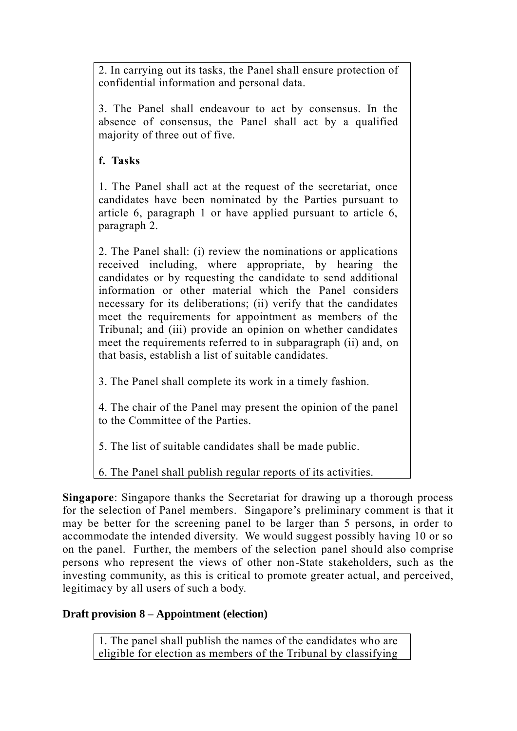2. In carrying out its tasks, the Panel shall ensure protection of confidential information and personal data.

3. The Panel shall endeavour to act by consensus. In the absence of consensus, the Panel shall act by a qualified majority of three out of five.

**f. Tasks**

1. The Panel shall act at the request of the secretariat, once candidates have been nominated by the Parties pursuant to article 6, paragraph 1 or have applied pursuant to article 6, paragraph 2.

2. The Panel shall: (i) review the nominations or applications received including, where appropriate, by hearing the candidates or by requesting the candidate to send additional information or other material which the Panel considers necessary for its deliberations; (ii) verify that the candidates meet the requirements for appointment as members of the Tribunal; and (iii) provide an opinion on whether candidates meet the requirements referred to in subparagraph (ii) and, on that basis, establish a list of suitable candidates.

3. The Panel shall complete its work in a timely fashion.

4. The chair of the Panel may present the opinion of the panel to the Committee of the Parties.

5. The list of suitable candidates shall be made public.

6. The Panel shall publish regular reports of its activities.

**Singapore**: Singapore thanks the Secretariat for drawing up a thorough process for the selection of Panel members. Singapore's preliminary comment is that it may be better for the screening panel to be larger than 5 persons, in order to accommodate the intended diversity. We would suggest possibly having 10 or so on the panel. Further, the members of the selection panel should also comprise persons who represent the views of other non-State stakeholders, such as the investing community, as this is critical to promote greater actual, and perceived, legitimacy by all users of such a body.

**Draft provision 8 – Appointment (election)**

1. The panel shall publish the names of the candidates who are eligible for election as members of the Tribunal by classifying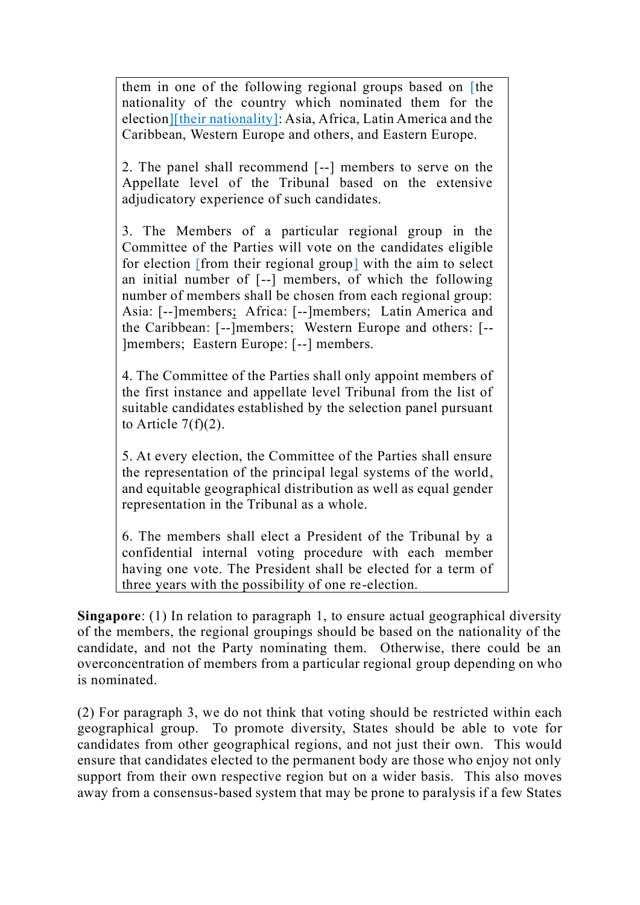them in one of the following regional groups based on [the nationality of the country which nominated them for the election][their nationality]: Asia, Africa, Latin America and the Caribbean, Western Europe and others, and Eastern Europe.

2. The panel shall recommend [--] members to serve on the Appellate level of the Tribunal based on the extensive adjudicatory experience of such candidates.

3. The Members of a particular regional group in the Committee of the Parties will vote on the candidates eligible for election [from their regional group] with the aim to select an initial number of [--] members, of which the following number of members shall be chosen from each regional group: Asia: [--]members; Africa: [--]members; Latin America and the Caribbean: [--]members; Western Europe and others: [--]members; Eastern Europe: [--] members.

4. The Committee of the Parties shall only appoint members of the first instance and appellate level Tribunal from the list of suitable candidates established by the selection panel pursuant to Article 7(f)(2).

5. At every election, the Committee of the Parties shall ensure the representation of the principal legal systems of the world, and equitable geographical distribution as well as equal gender representation in the Tribunal as a whole.

6. The members shall elect a President of the Tribunal by a confidential internal voting procedure with each member having one vote. The President shall be elected for a term of three years with the possibility of one re-election.

**Singapore**: (1) In relation to paragraph 1, to ensure actual geographical diversity of the members, the regional groupings should be based on the nationality of the candidate, and not the Party nominating them. Otherwise, there could be an overconcentration of members from a particular regional group depending on who is nominated.

(2) For paragraph 3, we do not think that voting should be restricted within each geographical group. To promote diversity, States should be able to vote for candidates from other geographical regions, and not just their own. This would ensure that candidates elected to the permanent body are those who enjoy not only support from their own respective region but on a wider basis. This also moves away from a consensus-based system that may be prone to paralysis if a few States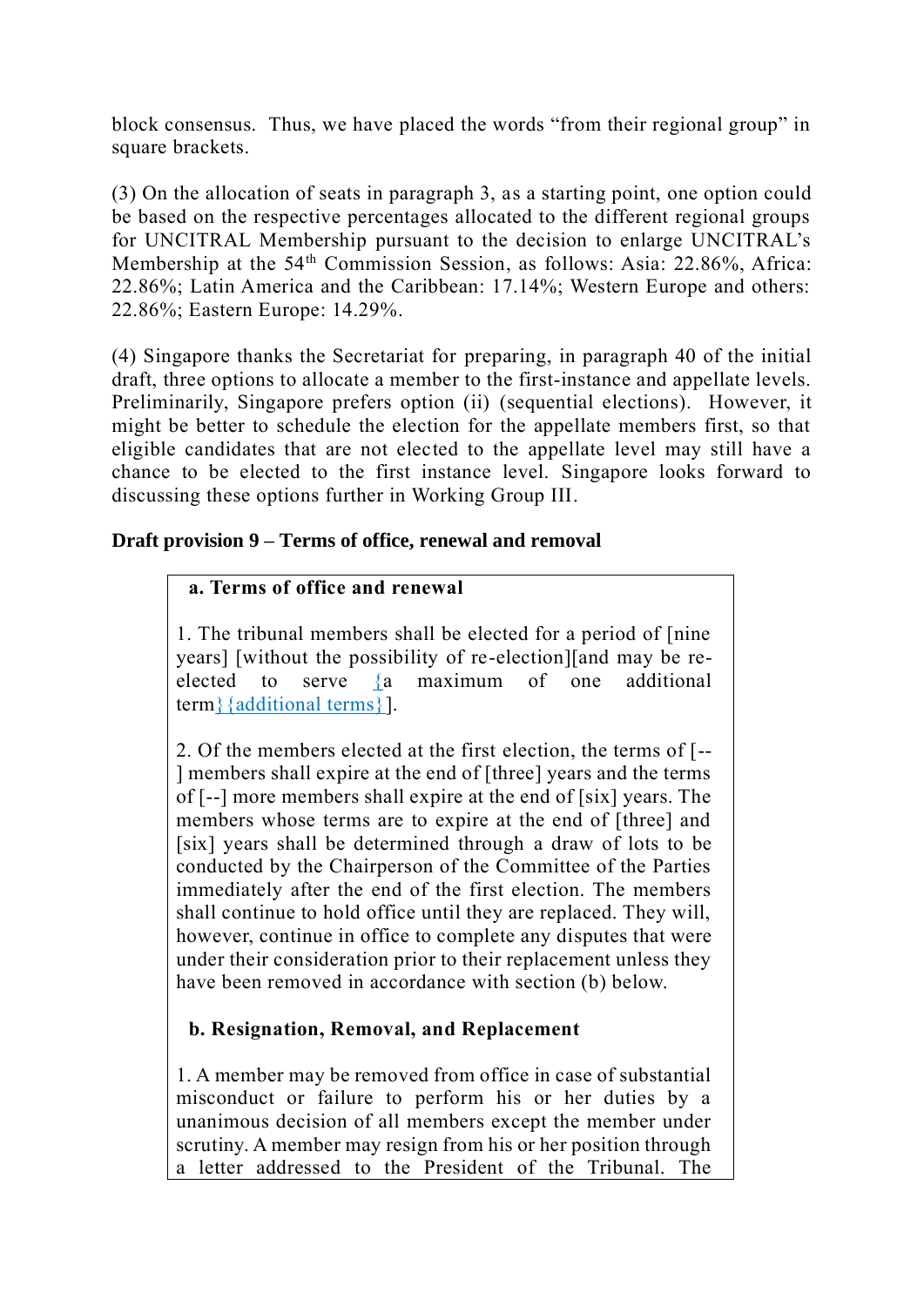block consensus. Thus, we have placed the words “from their regional group” in square brackets.

(3) On the allocation of seats in paragraph 3, as a starting point, one option could be based on the respective percentages allocated to the different regional groups for UNCITRAL Membership pursuant to the decision to enlarge UNCITRAL’s Membership at the 54th Commission Session, as follows: Asia: 22.86%, Africa: 22.86%; Latin America and the Caribbean: 17.14%; Western Europe and others: 22.86%; Eastern Europe: 14.29%.

(4) Singapore thanks the Secretariat for preparing, in paragraph 40 of the initial draft, three options to allocate a member to the first-instance and appellate levels. Preliminarily, Singapore prefers option (ii) (sequential elections). However, it might be better to schedule the election for the appellate members first, so that eligible candidates that are not elected to the appellate level may still have a chance to be elected to the first instance level. Singapore looks forward to discussing these options further in Working Group III.

**Draft provision 9 – Terms of office, renewal and removal**

**a. Terms of office and renewal**

1. The tribunal members shall be elected for a period of [nine years] [without the possibility of re-election][and may be re-elected to serve {a maximum of one additional term}{additional terms}].

2. Of the members elected at the first election, the terms of [--] members shall expire at the end of [three] years and the terms of [--] more members shall expire at the end of [six] years. The members whose terms are to expire at the end of [three] and [six] years shall be determined through a draw of lots to be conducted by the Chairperson of the Committee of the Parties immediately after the end of the first election. The members shall continue to hold office until they are replaced. They will, however, continue in office to complete any disputes that were under their consideration prior to their replacement unless they have been removed in accordance with section (b) below.

**b. Resignation, Removal, and Replacement**

1. A member may be removed from office in case of substantial misconduct or failure to perform his or her duties by a unanimous decision of all members except the member under scrutiny. A member may resign from his or her position through a letter addressed to the President of the Tribunal. The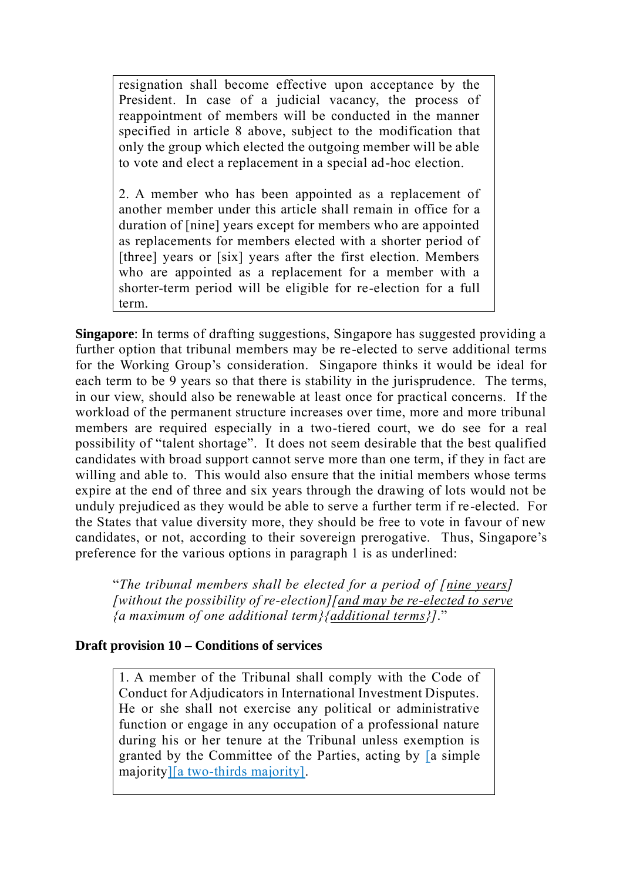resignation shall become effective upon acceptance by the President. In case of a judicial vacancy, the process of reappointment of members will be conducted in the manner specified in article 8 above, subject to the modification that only the group which elected the outgoing member will be able to vote and elect a replacement in a special ad-hoc election.

2. A member who has been appointed as a replacement of another member under this article shall remain in office for a duration of [nine] years except for members who are appointed as replacements for members elected with a shorter period of [three] years or [six] years after the first election. Members who are appointed as a replacement for a member with a shorter-term period will be eligible for re-election for a full term.

**Singapore**: In terms of drafting suggestions, Singapore has suggested providing a further option that tribunal members may be re-elected to serve additional terms for the Working Group's consideration. Singapore thinks it would be ideal for each term to be 9 years so that there is stability in the jurisprudence. The terms, in our view, should also be renewable at least once for practical concerns. If the workload of the permanent structure increases over time, more and more tribunal members are required especially in a two-tiered court, we do see for a real possibility of "talent shortage". It does not seem desirable that the best qualified candidates with broad support cannot serve more than one term, if they in fact are willing and able to. This would also ensure that the initial members whose terms expire at the end of three and six years through the drawing of lots would not be unduly prejudiced as they would be able to serve a further term if re-elected. For the States that value diversity more, they should be free to vote in favour of new candidates, or not, according to their sovereign prerogative. Thus, Singapore's preference for the various options in paragraph 1 is as underlined:

> "*The tribunal members shall be elected for a period of [<u>nine years</u>] [without the possibility of re-election][<u>and may be re-elected to serve</u> {a maximum of one additional term}{<u>additional terms</u>}].*"

**Draft provision 10 – Conditions of services**

1. A member of the Tribunal shall comply with the Code of Conduct for Adjudicators in International Investment Disputes. He or she shall not exercise any political or administrative function or engage in any occupation of a professional nature during his or her tenure at the Tribunal unless exemption is granted by the Committee of the Parties, acting by [a simple majority][a two-thirds majority].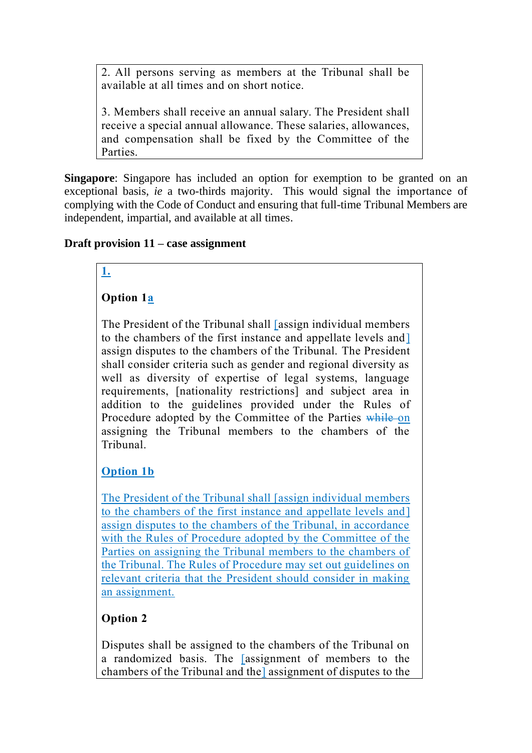2. All persons serving as members at the Tribunal shall be available at all times and on short notice.

3. Members shall receive an annual salary. The President shall receive a special annual allowance. These salaries, allowances, and compensation shall be fixed by the Committee of the Parties.

**Singapore**: Singapore has included an option for exemption to be granted on an exceptional basis, *ie* a two-thirds majority. This would signal the importance of complying with the Code of Conduct and ensuring that full-time Tribunal Members are independent, impartial, and available at all times.

**Draft provision 11 – case assignment**

1.

**Option 1a**

The President of the Tribunal shall [assign individual members to the chambers of the first instance and appellate levels and] assign disputes to the chambers of the Tribunal. The President shall consider criteria such as gender and regional diversity as well as diversity of expertise of legal systems, language requirements, [nationality restrictions] and subject area in addition to the guidelines provided under the Rules of Procedure adopted by the Committee of the Parties ~~while~~ on assigning the Tribunal members to the chambers of the Tribunal.

**Option 1b**

The President of the Tribunal shall [assign individual members to the chambers of the first instance and appellate levels and] assign disputes to the chambers of the Tribunal, in accordance with the Rules of Procedure adopted by the Committee of the Parties on assigning the Tribunal members to the chambers of the Tribunal. The Rules of Procedure may set out guidelines on relevant criteria that the President should consider in making an assignment.

**Option 2**

Disputes shall be assigned to the chambers of the Tribunal on a randomized basis. The [assignment of members to the chambers of the Tribunal and the] assignment of disputes to the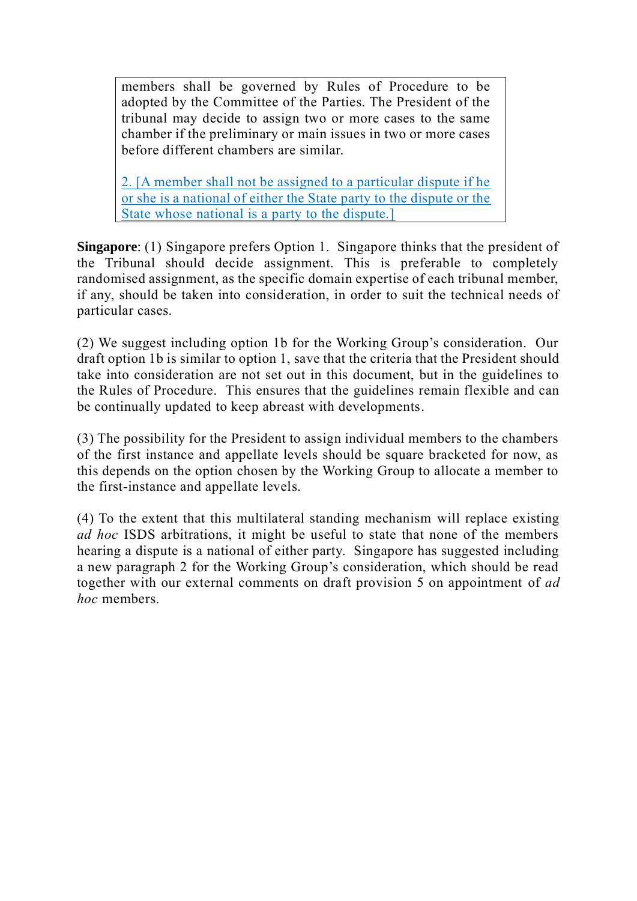members shall be governed by Rules of Procedure to be adopted by the Committee of the Parties. The President of the tribunal may decide to assign two or more cases to the same chamber if the preliminary or main issues in two or more cases before different chambers are similar.

2. [A member shall not be assigned to a particular dispute if he or she is a national of either the State party to the dispute or the State whose national is a party to the dispute.]

**Singapore**: (1) Singapore prefers Option 1. Singapore thinks that the president of the Tribunal should decide assignment. This is preferable to completely randomised assignment, as the specific domain expertise of each tribunal member, if any, should be taken into consideration, in order to suit the technical needs of particular cases.

(2) We suggest including option 1b for the Working Group's consideration. Our draft option 1b is similar to option 1, save that the criteria that the President should take into consideration are not set out in this document, but in the guidelines to the Rules of Procedure. This ensures that the guidelines remain flexible and can be continually updated to keep abreast with developments.

(3) The possibility for the President to assign individual members to the chambers of the first instance and appellate levels should be square bracketed for now, as this depends on the option chosen by the Working Group to allocate a member to the first-instance and appellate levels.

(4) To the extent that this multilateral standing mechanism will replace existing *ad hoc* ISDS arbitrations, it might be useful to state that none of the members hearing a dispute is a national of either party. Singapore has suggested including a new paragraph 2 for the Working Group's consideration, which should be read together with our external comments on draft provision 5 on appointment of *ad hoc* members.